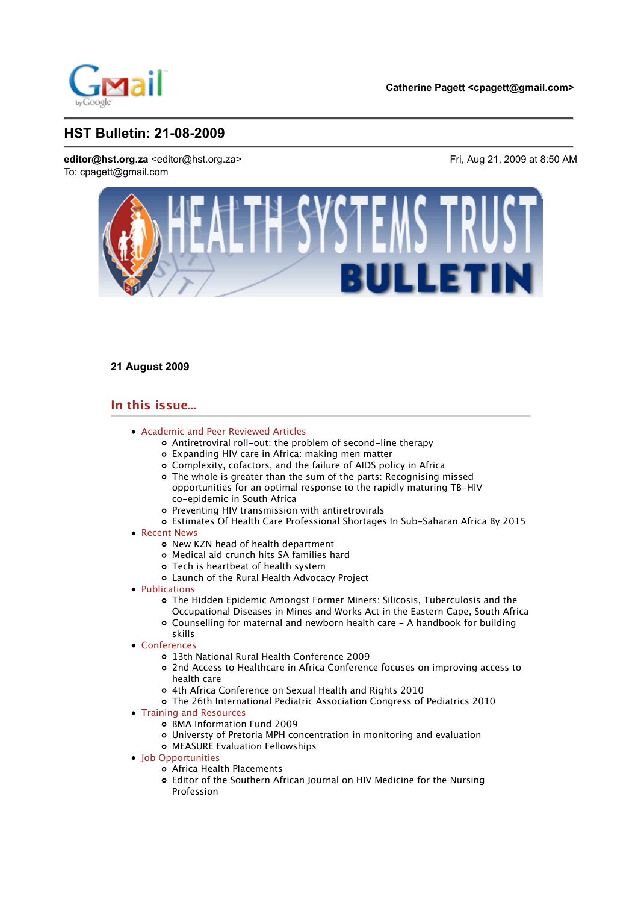Catherine Pagett <cpagett@gmail.com>

# HST Bulletin: 21-08-2009

**editor@hst.org.za** <editor@hst.org.za>
To: cpagett@gmail.com

Fri, Aug 21, 2009 at 8:50 AM

**21 August 2009**

## In this issue...

- Academic and Peer Reviewed Articles
  - Antiretroviral roll-out: the problem of second-line therapy
  - Expanding HIV care in Africa: making men matter
  - Complexity, cofactors, and the failure of AIDS policy in Africa
  - The whole is greater than the sum of the parts: Recognising missed opportunities for an optimal response to the rapidly maturing TB-HIV co-epidemic in South Africa
  - Preventing HIV transmission with antiretrovirals
  - Estimates Of Health Care Professional Shortages In Sub-Saharan Africa By 2015
- Recent News
  - New KZN head of health department
  - Medical aid crunch hits SA families hard
  - Tech is heartbeat of health system
  - Launch of the Rural Health Advocacy Project
- Publications
  - The Hidden Epidemic Amongst Former Miners: Silicosis, Tuberculosis and the Occupational Diseases in Mines and Works Act in the Eastern Cape, South Africa
  - Counselling for maternal and newborn health care - A handbook for building skills
- Conferences
  - 13th National Rural Health Conference 2009
  - 2nd Access to Healthcare in Africa Conference focuses on improving access to health care
  - 4th Africa Conference on Sexual Health and Rights 2010
  - The 26th International Pediatric Association Congress of Pediatrics 2010
- Training and Resources
  - BMA Information Fund 2009
  - Universty of Pretoria MPH concentration in monitoring and evaluation
  - MEASURE Evaluation Fellowships
- Job Opportunities
  - Africa Health Placements
  - Editor of the Southern African Journal on HIV Medicine for the Nursing Profession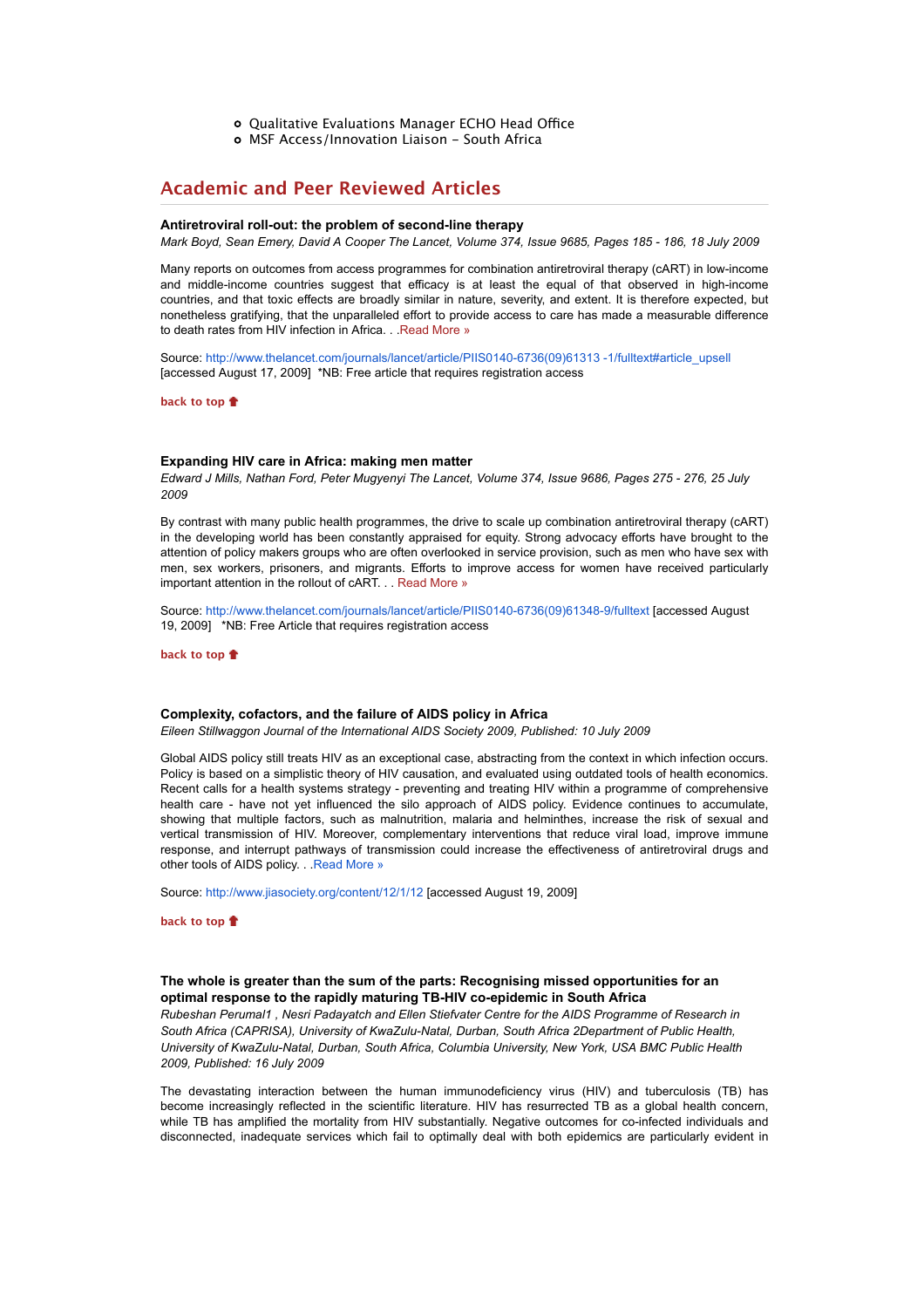- Qualitative Evaluations Manager ECHO Head Office
- MSF Access/Innovation Liaison – South Africa

## Academic and Peer Reviewed Articles

**Antiretroviral roll-out: the problem of second-line therapy**
*Mark Boyd, Sean Emery, David A Cooper The Lancet, Volume 374, Issue 9685, Pages 185 - 186, 18 July 2009*

Many reports on outcomes from access programmes for combination antiretroviral therapy (cART) in low-income and middle-income countries suggest that efficacy is at least the equal of that observed in high-income countries, and that toxic effects are broadly similar in nature, severity, and extent. It is therefore expected, but nonetheless gratifying, that the unparalleled effort to provide access to care has made a measurable difference to death rates from HIV infection in Africa. . .Read More »

Source: http://www.thelancet.com/journals/lancet/article/PIIS0140-6736(09)61313 -1/fulltext#article_upsell [accessed August 17, 2009] *NB: Free article that requires registration access

back to top

**Expanding HIV care in Africa: making men matter**
*Edward J Mills, Nathan Ford, Peter Mugyenyi The Lancet, Volume 374, Issue 9686, Pages 275 - 276, 25 July 2009*

By contrast with many public health programmes, the drive to scale up combination antiretroviral therapy (cART) in the developing world has been constantly appraised for equity. Strong advocacy efforts have brought to the attention of policy makers groups who are often overlooked in service provision, such as men who have sex with men, sex workers, prisoners, and migrants. Efforts to improve access for women have received particularly important attention in the rollout of cART. . . Read More »

Source: http://www.thelancet.com/journals/lancet/article/PIIS0140-6736(09)61348-9/fulltext [accessed August 19, 2009] *NB: Free Article that requires registration access

back to top

**Complexity, cofactors, and the failure of AIDS policy in Africa**
*Eileen Stillwaggon Journal of the International AIDS Society 2009, Published: 10 July 2009*

Global AIDS policy still treats HIV as an exceptional case, abstracting from the context in which infection occurs. Policy is based on a simplistic theory of HIV causation, and evaluated using outdated tools of health economics. Recent calls for a health systems strategy - preventing and treating HIV within a programme of comprehensive health care - have not yet influenced the silo approach of AIDS policy. Evidence continues to accumulate, showing that multiple factors, such as malnutrition, malaria and helminthes, increase the risk of sexual and vertical transmission of HIV. Moreover, complementary interventions that reduce viral load, improve immune response, and interrupt pathways of transmission could increase the effectiveness of antiretroviral drugs and other tools of AIDS policy. . .Read More »

Source: http://www.jiasociety.org/content/12/1/12 [accessed August 19, 2009]

back to top

**The whole is greater than the sum of the parts: Recognising missed opportunities for an optimal response to the rapidly maturing TB-HIV co-epidemic in South Africa**
*Rubeshan Perumal1 , Nesri Padayatch and Ellen Stiefvater Centre for the AIDS Programme of Research in South Africa (CAPRISA), University of KwaZulu-Natal, Durban, South Africa 2Department of Public Health, University of KwaZulu-Natal, Durban, South Africa, Columbia University, New York, USA BMC Public Health 2009, Published: 16 July 2009*

The devastating interaction between the human immunodeficiency virus (HIV) and tuberculosis (TB) has become increasingly reflected in the scientific literature. HIV has resurrected TB as a global health concern, while TB has amplified the mortality from HIV substantially. Negative outcomes for co-infected individuals and disconnected, inadequate services which fail to optimally deal with both epidemics are particularly evident in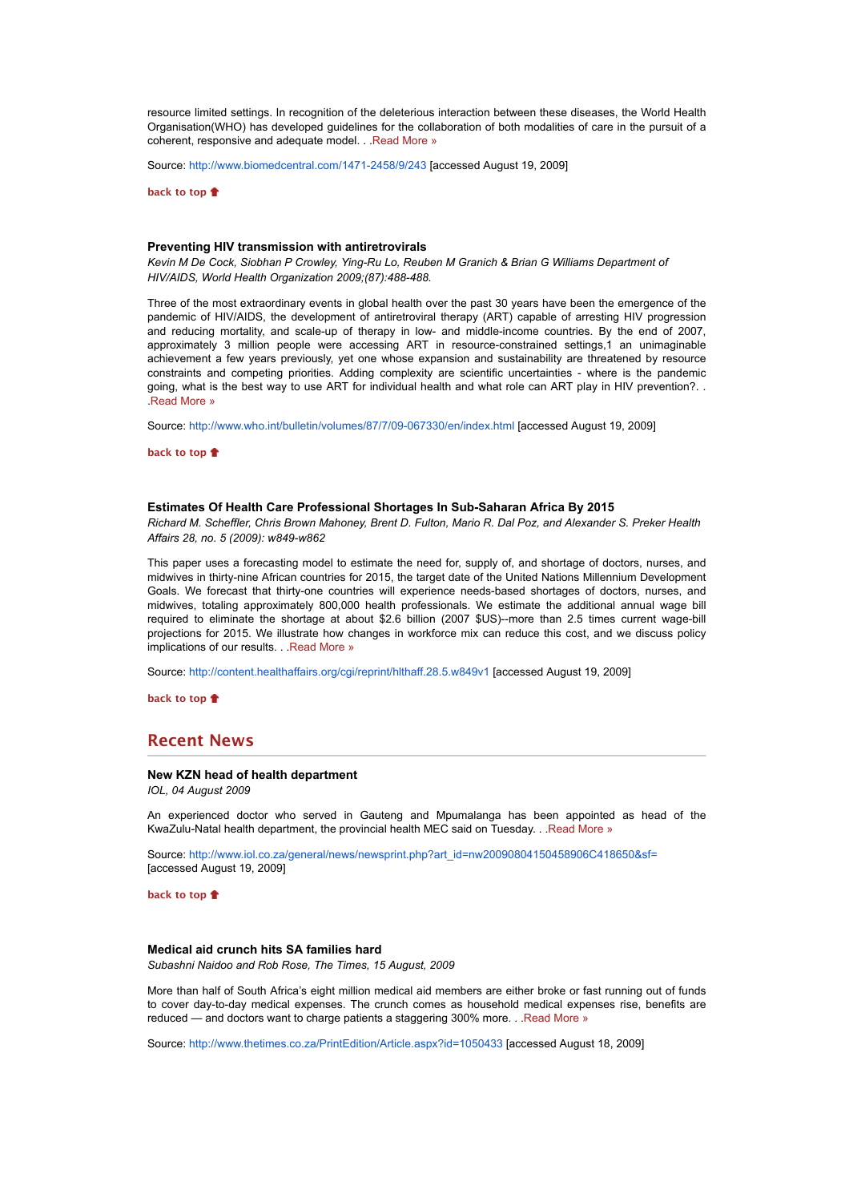resource limited settings. In recognition of the deleterious interaction between these diseases, the World Health Organisation(WHO) has developed guidelines for the collaboration of both modalities of care in the pursuit of a coherent, responsive and adequate model. . .Read More »

Source: http://www.biomedcentral.com/1471-2458/9/243 [accessed August 19, 2009]

back to top

### Preventing HIV transmission with antiretrovirals

*Kevin M De Cock, Siobhan P Crowley, Ying-Ru Lo, Reuben M Granich & Brian G Williams Department of HIV/AIDS, World Health Organization 2009;(87):488-488.*

Three of the most extraordinary events in global health over the past 30 years have been the emergence of the pandemic of HIV/AIDS, the development of antiretroviral therapy (ART) capable of arresting HIV progression and reducing mortality, and scale-up of therapy in low- and middle-income countries. By the end of 2007, approximately 3 million people were accessing ART in resource-constrained settings,1 an unimaginable achievement a few years previously, yet one whose expansion and sustainability are threatened by resource constraints and competing priorities. Adding complexity are scientific uncertainties - where is the pandemic going, what is the best way to use ART for individual health and what role can ART play in HIV prevention?. . .Read More »

Source: http://www.who.int/bulletin/volumes/87/7/09-067330/en/index.html [accessed August 19, 2009]

back to top

### Estimates Of Health Care Professional Shortages In Sub-Saharan Africa By 2015

*Richard M. Scheffler, Chris Brown Mahoney, Brent D. Fulton, Mario R. Dal Poz, and Alexander S. Preker Health Affairs 28, no. 5 (2009): w849-w862*

This paper uses a forecasting model to estimate the need for, supply of, and shortage of doctors, nurses, and midwives in thirty-nine African countries for 2015, the target date of the United Nations Millennium Development Goals. We forecast that thirty-one countries will experience needs-based shortages of doctors, nurses, and midwives, totaling approximately 800,000 health professionals. We estimate the additional annual wage bill required to eliminate the shortage at about $2.6 billion (2007 $US)--more than 2.5 times current wage-bill projections for 2015. We illustrate how changes in workforce mix can reduce this cost, and we discuss policy implications of our results. . .Read More »

Source: http://content.healthaffairs.org/cgi/reprint/hlthaff.28.5.w849v1 [accessed August 19, 2009]

back to top

## Recent News

### New KZN head of health department

*IOL, 04 August 2009*

An experienced doctor who served in Gauteng and Mpumalanga has been appointed as head of the KwaZulu-Natal health department, the provincial health MEC said on Tuesday. . .Read More »

Source: http://www.iol.co.za/general/news/newsprint.php?art_id=nw20090804150458906C418650&sf= [accessed August 19, 2009]

back to top

### Medical aid crunch hits SA families hard

*Subashni Naidoo and Rob Rose, The Times, 15 August, 2009*

More than half of South Africa's eight million medical aid members are either broke or fast running out of funds to cover day-to-day medical expenses. The crunch comes as household medical expenses rise, benefits are reduced — and doctors want to charge patients a staggering 300% more. . .Read More »

Source: http://www.thetimes.co.za/PrintEdition/Article.aspx?id=1050433 [accessed August 18, 2009]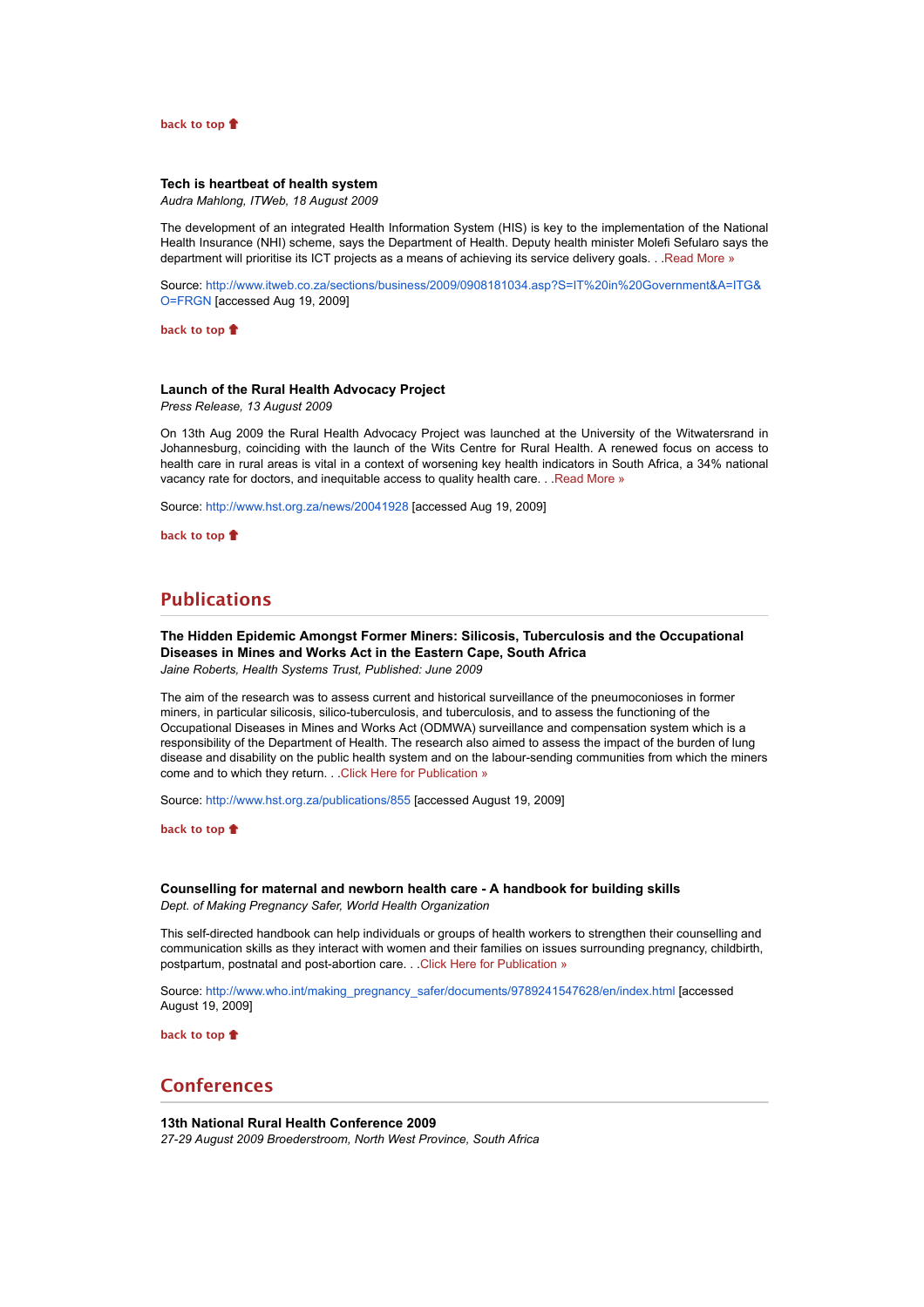back to top

**Tech is heartbeat of health system**
*Audra Mahlong, ITWeb, 18 August 2009*

The development of an integrated Health Information System (HIS) is key to the implementation of the National Health Insurance (NHI) scheme, says the Department of Health. Deputy health minister Molefi Sefularo says the department will prioritise its ICT projects as a means of achieving its service delivery goals. . .Read More »

Source: http://www.itweb.co.za/sections/business/2009/0908181034.asp?S=IT%20in%20Government&A=ITG&O=FRGN [accessed Aug 19, 2009]

back to top

**Launch of the Rural Health Advocacy Project**
*Press Release, 13 August 2009*

On 13th Aug 2009 the Rural Health Advocacy Project was launched at the University of the Witwatersrand in Johannesburg, coinciding with the launch of the Wits Centre for Rural Health. A renewed focus on access to health care in rural areas is vital in a context of worsening key health indicators in South Africa, a 34% national vacancy rate for doctors, and inequitable access to quality health care. . .Read More »

Source: http://www.hst.org.za/news/20041928 [accessed Aug 19, 2009]

back to top

## Publications

**The Hidden Epidemic Amongst Former Miners: Silicosis, Tuberculosis and the Occupational Diseases in Mines and Works Act in the Eastern Cape, South Africa**
*Jaine Roberts, Health Systems Trust, Published: June 2009*

The aim of the research was to assess current and historical surveillance of the pneumoconioses in former miners, in particular silicosis, silico-tuberculosis, and tuberculosis, and to assess the functioning of the Occupational Diseases in Mines and Works Act (ODMWA) surveillance and compensation system which is a responsibility of the Department of Health. The research also aimed to assess the impact of the burden of lung disease and disability on the public health system and on the labour-sending communities from which the miners come and to which they return. . .Click Here for Publication »

Source: http://www.hst.org.za/publications/855 [accessed August 19, 2009]

back to top

**Counselling for maternal and newborn health care - A handbook for building skills**
*Dept. of Making Pregnancy Safer, World Health Organization*

This self-directed handbook can help individuals or groups of health workers to strengthen their counselling and communication skills as they interact with women and their families on issues surrounding pregnancy, childbirth, postpartum, postnatal and post-abortion care. . .Click Here for Publication »

Source: http://www.who.int/making_pregnancy_safer/documents/9789241547628/en/index.html [accessed August 19, 2009]

back to top

## Conferences

**13th National Rural Health Conference 2009**
*27-29 August 2009 Broederstroom, North West Province, South Africa*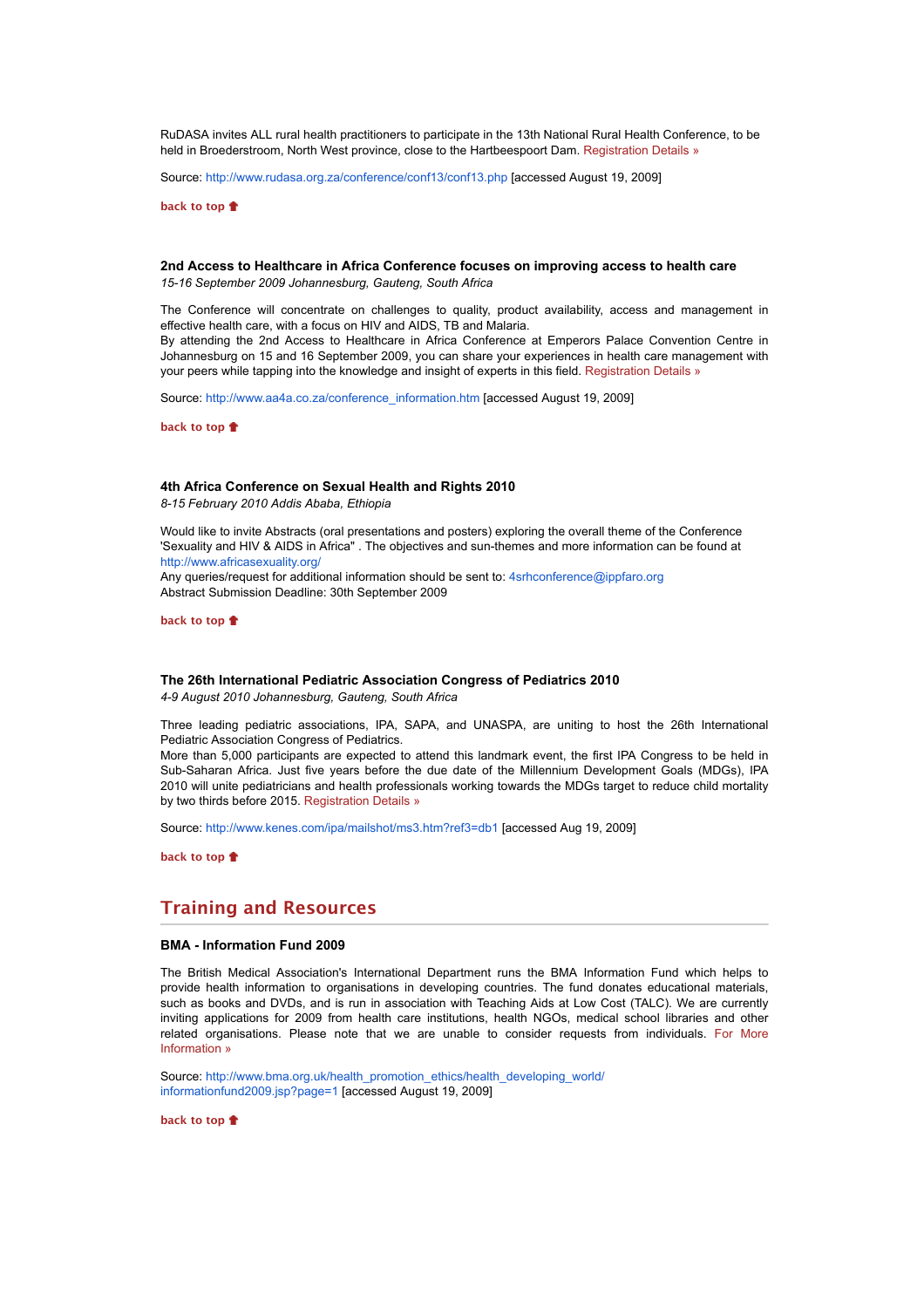RuDASA invites ALL rural health practitioners to participate in the 13th National Rural Health Conference, to be held in Broederstroom, North West province, close to the Hartbeespoort Dam. Registration Details »

Source: http://www.rudasa.org.za/conference/conf13/conf13.php [accessed August 19, 2009]

**back to top**

### 2nd Access to Healthcare in Africa Conference focuses on improving access to health care

*15-16 September 2009 Johannesburg, Gauteng, South Africa*

The Conference will concentrate on challenges to quality, product availability, access and management in effective health care, with a focus on HIV and AIDS, TB and Malaria.
By attending the 2nd Access to Healthcare in Africa Conference at Emperors Palace Convention Centre in Johannesburg on 15 and 16 September 2009, you can share your experiences in health care management with your peers while tapping into the knowledge and insight of experts in this field. Registration Details »

Source: http://www.aa4a.co.za/conference_information.htm [accessed August 19, 2009]

**back to top**

### 4th Africa Conference on Sexual Health and Rights 2010

*8-15 February 2010 Addis Ababa, Ethiopia*

Would like to invite Abstracts (oral presentations and posters) exploring the overall theme of the Conference 'Sexuality and HIV & AIDS in Africa" . The objectives and sun-themes and more information can be found at http://www.africasexuality.org/
Any queries/request for additional information should be sent to: 4srhconference@ippfaro.org
Abstract Submission Deadline: 30th September 2009

**back to top**

### The 26th International Pediatric Association Congress of Pediatrics 2010

*4-9 August 2010 Johannesburg, Gauteng, South Africa*

Three leading pediatric associations, IPA, SAPA, and UNASPA, are uniting to host the 26th International Pediatric Association Congress of Pediatrics.
More than 5,000 participants are expected to attend this landmark event, the first IPA Congress to be held in Sub-Saharan Africa. Just five years before the due date of the Millennium Development Goals (MDGs), IPA 2010 will unite pediatricians and health professionals working towards the MDGs target to reduce child mortality by two thirds before 2015. Registration Details »

Source: http://www.kenes.com/ipa/mailshot/ms3.htm?ref3=db1 [accessed Aug 19, 2009]

**back to top**

## Training and Resources

### BMA - Information Fund 2009

The British Medical Association's International Department runs the BMA Information Fund which helps to provide health information to organisations in developing countries. The fund donates educational materials, such as books and DVDs, and is run in association with Teaching Aids at Low Cost (TALC). We are currently inviting applications for 2009 from health care institutions, health NGOs, medical school libraries and other related organisations. Please note that we are unable to consider requests from individuals. For More Information »

Source: http://www.bma.org.uk/health_promotion_ethics/health_developing_world/informationfund2009.jsp?page=1 [accessed August 19, 2009]

**back to top**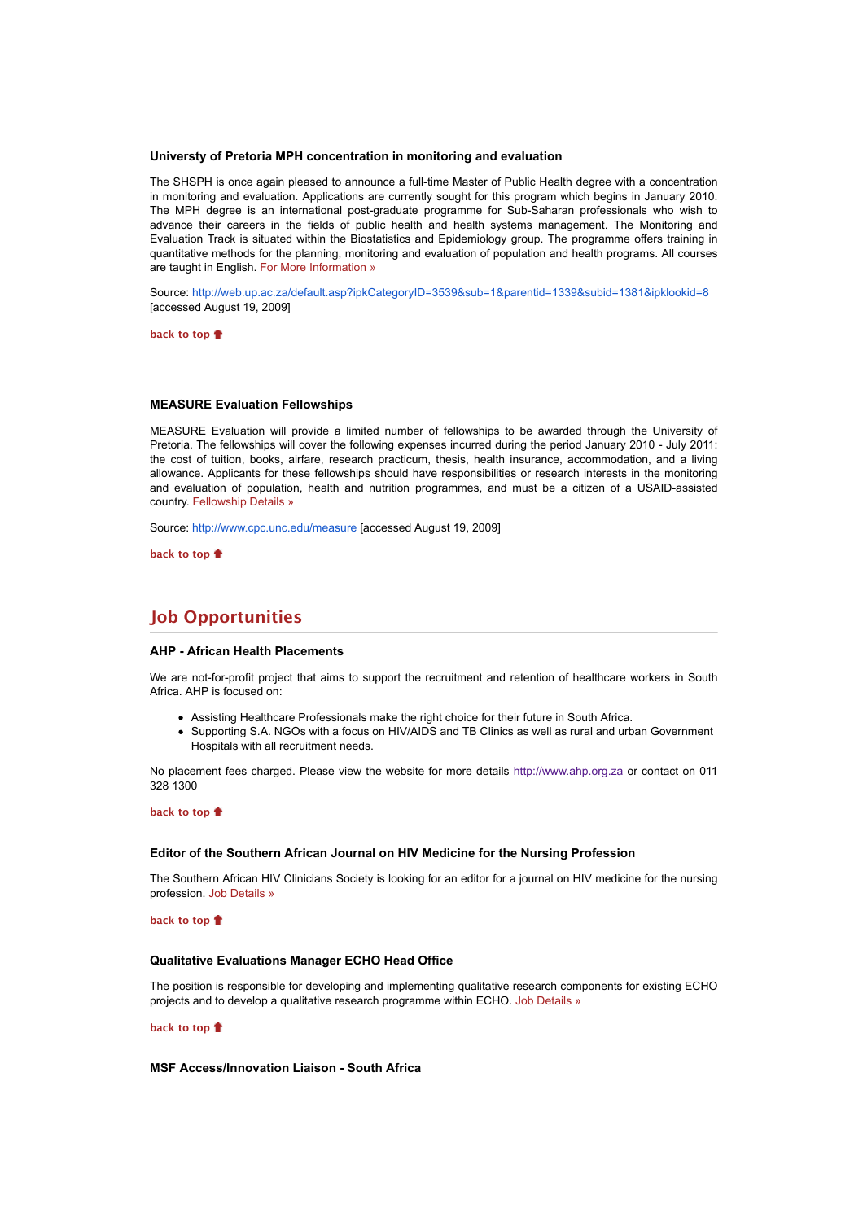### Universty of Pretoria MPH concentration in monitoring and evaluation

The SHSPH is once again pleased to announce a full-time Master of Public Health degree with a concentration in monitoring and evaluation. Applications are currently sought for this program which begins in January 2010. The MPH degree is an international post-graduate programme for Sub-Saharan professionals who wish to advance their careers in the fields of public health and health systems management. The Monitoring and Evaluation Track is situated within the Biostatistics and Epidemiology group. The programme offers training in quantitative methods for the planning, monitoring and evaluation of population and health programs. All courses are taught in English. For More Information »

Source: http://web.up.ac.za/default.asp?ipkCategoryID=3539&sub=1&parentid=1339&subid=1381&ipklookid=8 [accessed August 19, 2009]

back to top

### MEASURE Evaluation Fellowships

MEASURE Evaluation will provide a limited number of fellowships to be awarded through the University of Pretoria. The fellowships will cover the following expenses incurred during the period January 2010 - July 2011: the cost of tuition, books, airfare, research practicum, thesis, health insurance, accommodation, and a living allowance. Applicants for these fellowships should have responsibilities or research interests in the monitoring and evaluation of population, health and nutrition programmes, and must be a citizen of a USAID-assisted country. Fellowship Details »

Source: http://www.cpc.unc.edu/measure [accessed August 19, 2009]

back to top

## Job Opportunities

### AHP - African Health Placements

We are not-for-profit project that aims to support the recruitment and retention of healthcare workers in South Africa. AHP is focused on:

- Assisting Healthcare Professionals make the right choice for their future in South Africa.
- Supporting S.A. NGOs with a focus on HIV/AIDS and TB Clinics as well as rural and urban Government Hospitals with all recruitment needs.

No placement fees charged. Please view the website for more details http://www.ahp.org.za or contact on 011 328 1300

back to top

### Editor of the Southern African Journal on HIV Medicine for the Nursing Profession

The Southern African HIV Clinicians Society is looking for an editor for a journal on HIV medicine for the nursing profession. Job Details »

back to top

### Qualitative Evaluations Manager ECHO Head Office

The position is responsible for developing and implementing qualitative research components for existing ECHO projects and to develop a qualitative research programme within ECHO. Job Details »

back to top

### MSF Access/Innovation Liaison - South Africa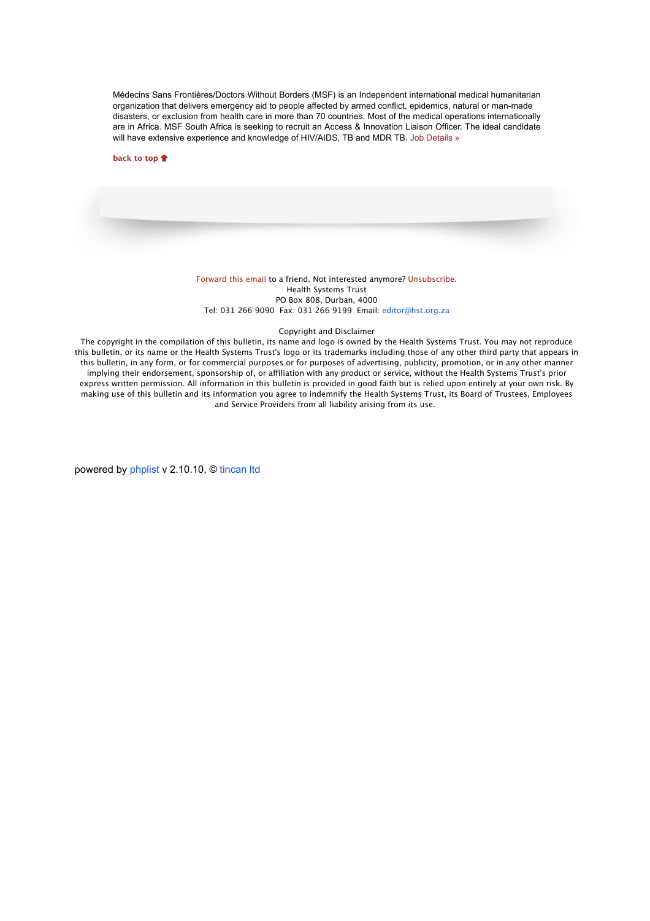Médecins Sans Frontières/Doctors Without Borders (MSF) is an Independent international medical humanitarian organization that delivers emergency aid to people affected by armed conflict, epidemics, natural or man-made disasters, or exclusion from health care in more than 70 countries. Most of the medical operations internationally are in Africa. MSF South Africa is seeking to recruit an Access & Innovation Liaison Officer. The ideal candidate will have extensive experience and knowledge of HIV/AIDS, TB and MDR TB. Job Details »

back to top

Forward this email to a friend. Not interested anymore? Unsubscribe.
Health Systems Trust
PO Box 808, Durban, 4000
Tel: 031 266 9090 Fax: 031 266 9199 Email: editor@hst.org.za

Copyright and Disclaimer
The copyright in the compilation of this bulletin, its name and logo is owned by the Health Systems Trust. You may not reproduce this bulletin, or its name or the Health Systems Trust's logo or its trademarks including those of any other third party that appears in this bulletin, in any form, or for commercial purposes or for purposes of advertising, publicity, promotion, or in any other manner implying their endorsement, sponsorship of, or affiliation with any product or service, without the Health Systems Trust's prior express written permission. All information in this bulletin is provided in good faith but is relied upon entirely at your own risk. By making use of this bulletin and its information you agree to indemnify the Health Systems Trust, its Board of Trustees, Employees and Service Providers from all liability arising from its use.

powered by phplist v 2.10.10, © tincan ltd